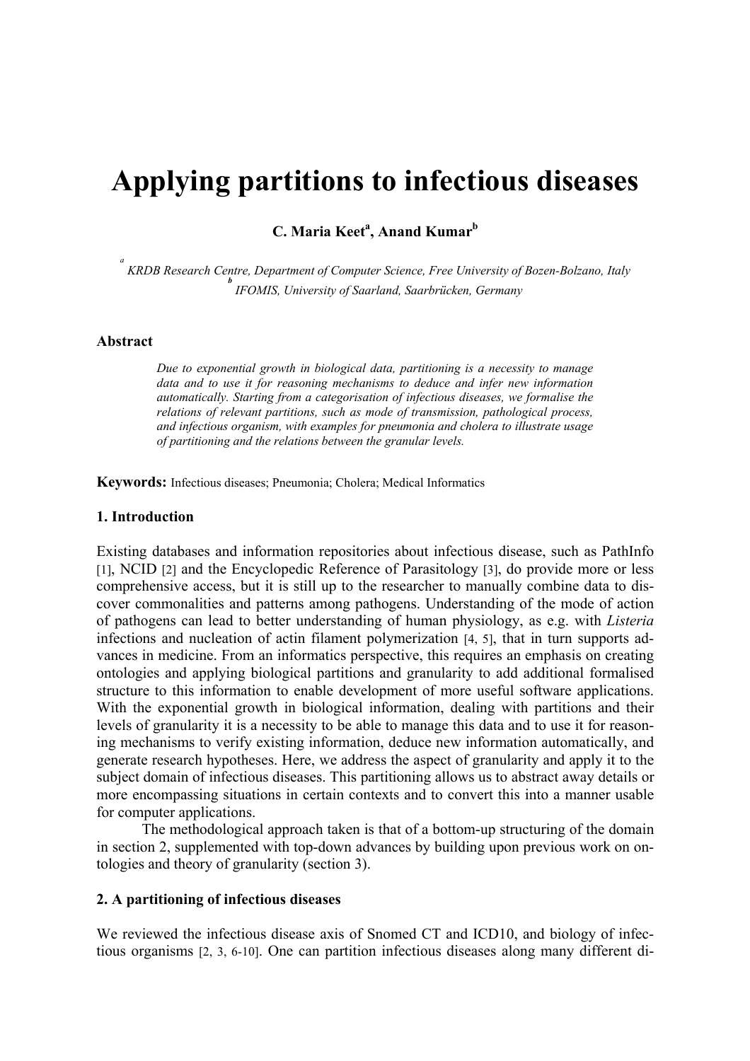# Applying partitions to infectious diseases

**C. Maria Keet[a], Anand Kumar[b]**

[a] *KRDB Research Centre, Department of Computer Science, Free University of Bozen-Bolzano, Italy*
[b] *IFOMIS, University of Saarland, Saarbrücken, Germany*

### Abstract

*Due to exponential growth in biological data, partitioning is a necessity to manage data and to use it for reasoning mechanisms to deduce and infer new information automatically. Starting from a categorisation of infectious diseases, we formalise the relations of relevant partitions, such as mode of transmission, pathological process, and infectious organism, with examples for pneumonia and cholera to illustrate usage of partitioning and the relations between the granular levels.*

**Keywords:** Infectious diseases; Pneumonia; Cholera; Medical Informatics

### 1. Introduction

Existing databases and information repositories about infectious disease, such as PathInfo [1], NCID [2] and the Encyclopedic Reference of Parasitology [3], do provide more or less comprehensive access, but it is still up to the researcher to manually combine data to discover commonalities and patterns among pathogens. Understanding of the mode of action of pathogens can lead to better understanding of human physiology, as e.g. with *Listeria* infections and nucleation of actin filament polymerization [4, 5], that in turn supports advances in medicine. From an informatics perspective, this requires an emphasis on creating ontologies and applying biological partitions and granularity to add additional formalised structure to this information to enable development of more useful software applications. With the exponential growth in biological information, dealing with partitions and their levels of granularity it is a necessity to be able to manage this data and to use it for reasoning mechanisms to verify existing information, deduce new information automatically, and generate research hypotheses. Here, we address the aspect of granularity and apply it to the subject domain of infectious diseases. This partitioning allows us to abstract away details or more encompassing situations in certain contexts and to convert this into a manner usable for computer applications.

The methodological approach taken is that of a bottom-up structuring of the domain in section 2, supplemented with top-down advances by building upon previous work on ontologies and theory of granularity (section 3).

### 2. A partitioning of infectious diseases

We reviewed the infectious disease axis of Snomed CT and ICD10, and biology of infectious organisms [2, 3, 6-10]. One can partition infectious diseases along many different di-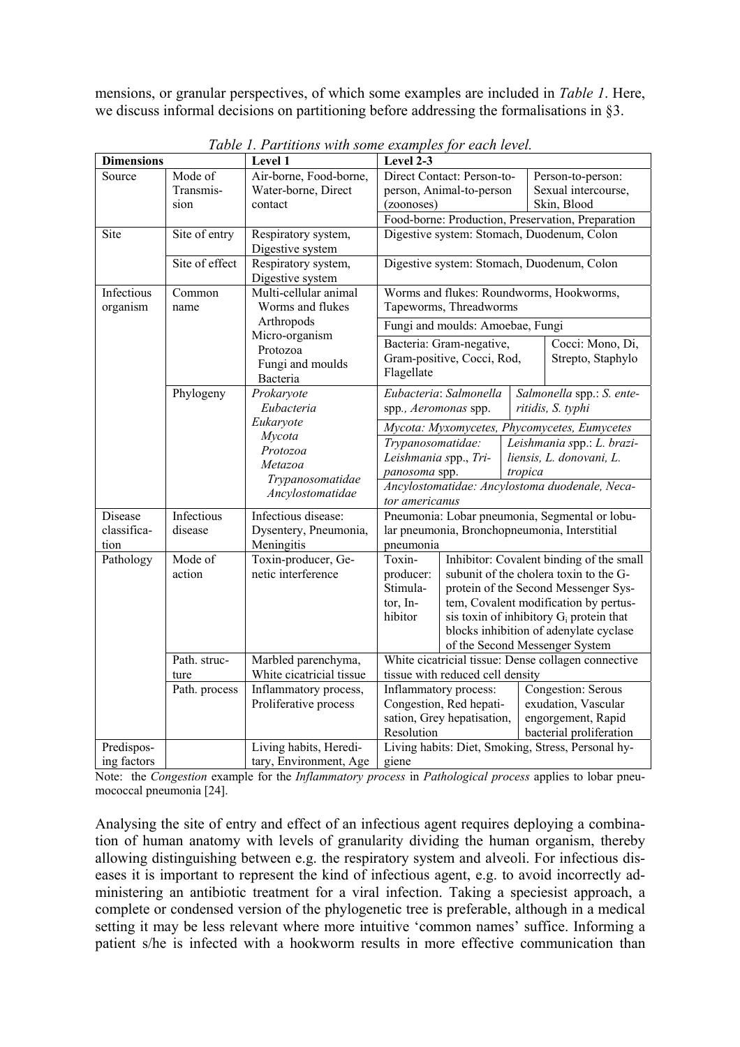mensions, or granular perspectives, of which some examples are included in *Table 1*. Here, we discuss informal decisions on partitioning before addressing the formalisations in §3.

*Table 1. Partitions with some examples for each level.*

| Dimensions | | Level 1 | Level 2-3 | |
|---|---|---|---|---|
| Source | Mode of Transmission | Air-borne, Food-borne, Water-borne, Direct contact | Direct Contact: Person-to-person, Animal-to-person (zoonoses) | Person-to-person: Sexual intercourse, Skin, Blood |
| | | | Food-borne: Production, Preservation, Preparation | |
| Site | Site of entry | Respiratory system, Digestive system | Digestive system: Stomach, Duodenum, Colon | |
| | Site of effect | Respiratory system, Digestive system | Digestive system: Stomach, Duodenum, Colon | |
| Infectious organism | Common name | Multi-cellular animal<br>Worms and flukes<br>Arthropods<br>Micro-organism<br>Protozoa<br>Fungi and moulds<br>Bacteria | Worms and flukes: Roundworms, Hookworms, Tapeworms, Threadworms | |
| | | | Fungi and moulds: Amoebae, Fungi | |
| | | | Bacteria: Gram-negative, Gram-positive, Cocci, Rod, Flagellate | Cocci: Mono, Di, Strepto, Staphylo |
| | Phylogeny | *Prokaryote*<br>*Eubacteria*<br>*Eukaryote*<br>*Mycota*<br>*Protozoa*<br>*Metazoa*<br>*Trypanosomatidae*<br>*Ancylostomatidae* | *Eubacteria*: *Salmonella* spp., *Aeromonas* spp. | *Salmonella* spp.: *S. enteritidis*, *S. typhi* |
| | | | *Mycota: Myxomycetes, Phycomycetes, Eumycetes* | |
| | | | *Trypanosomatidae: Leishmania* spp., *Tripanosoma* spp. | *Leishmania* spp.: *L. braziliensis, L. donovani, L. tropica* |
| | | | *Ancylostomatidae: Ancylostoma duodenale, Necator americanus* | |
| Disease classification | Infectious disease | Infectious disease: Dysentery, Pneumonia, Meningitis | Pneumonia: Lobar pneumonia, Segmental or lobular pneumonia, Bronchopneumonia, Interstitial pneumonia | |
| Pathology | Mode of action | Toxin-producer, Genetic interference | Toxin-producer: Stimulator, Inhibitor | Inhibitor: Covalent binding of the small subunit of the cholera toxin to the G-protein of the Second Messenger System, Covalent modification by pertussis toxin of inhibitory $G_i$ protein that blocks inhibition of adenylate cyclase of the Second Messenger System |
| | Path. structure | Marbled parenchyma, White cicatricial tissue | White cicatricial tissue: Dense collagen connective tissue with reduced cell density | |
| | Path. process | Inflammatory process, Proliferative process | Inflammatory process: Congestion, Red hepatisation, Grey hepatisation, Resolution | Congestion: Serous exudation, Vascular engorgement, Rapid bacterial proliferation |
| Predisposing factors | | Living habits, Hereditary, Environment, Age | Living habits: Diet, Smoking, Stress, Personal hygiene | |

Note: the *Congestion* example for the *Inflammatory process* in *Pathological process* applies to lobar pneumococcal pneumonia [24].

Analysing the site of entry and effect of an infectious agent requires deploying a combination of human anatomy with levels of granularity dividing the human organism, thereby allowing distinguishing between e.g. the respiratory system and alveoli. For infectious diseases it is important to represent the kind of infectious agent, e.g. to avoid incorrectly administering an antibiotic treatment for a viral infection. Taking a speciesist approach, a complete or condensed version of the phylogenetic tree is preferable, although in a medical setting it may be less relevant where more intuitive 'common names' suffice. Informing a patient s/he is infected with a hookworm results in more effective communication than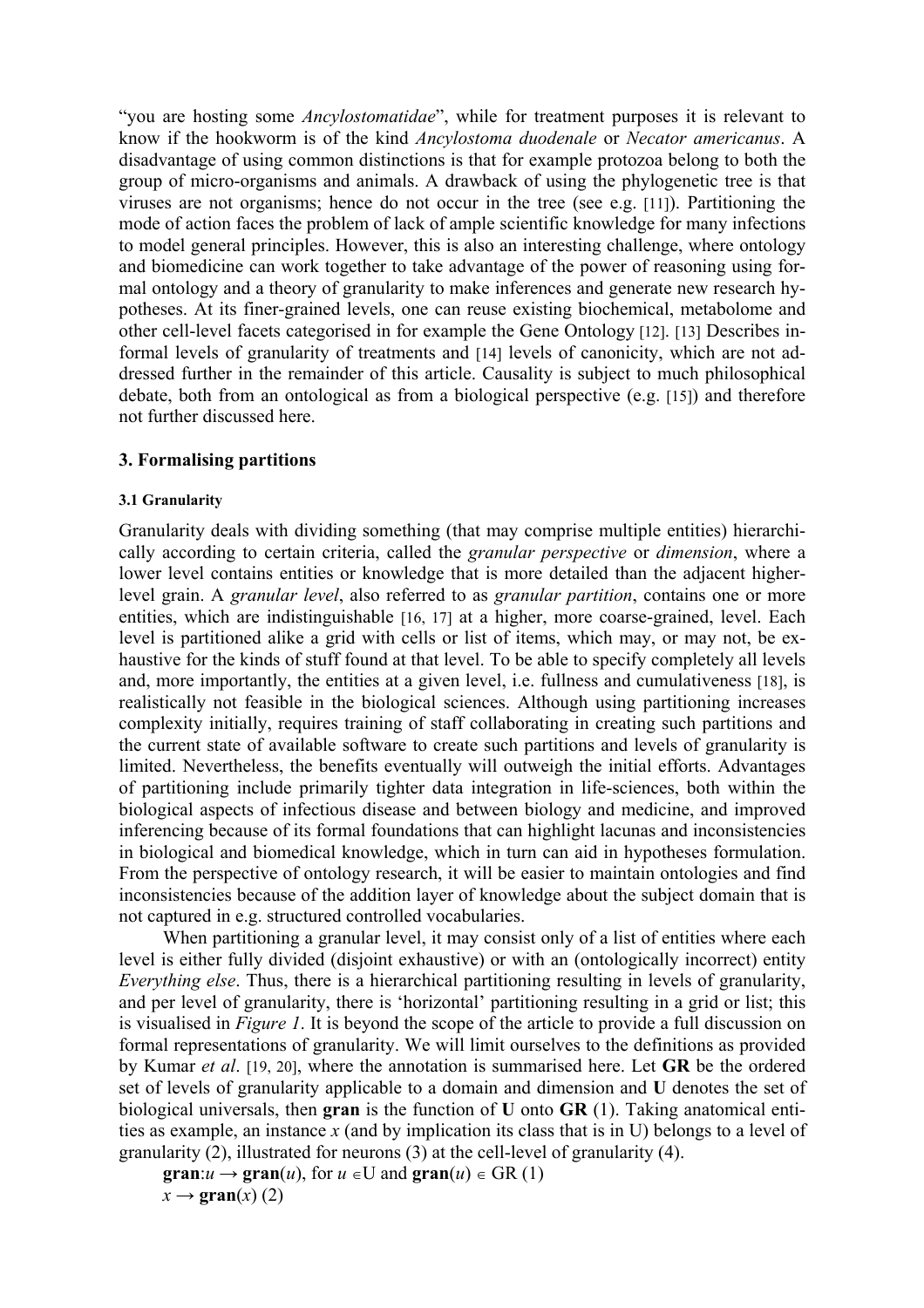"you are hosting some *Ancylostomatidae*", while for treatment purposes it is relevant to know if the hookworm is of the kind *Ancylostoma duodenale* or *Necator americanus*. A disadvantage of using common distinctions is that for example protozoa belong to both the group of micro-organisms and animals. A drawback of using the phylogenetic tree is that viruses are not organisms; hence do not occur in the tree (see e.g. [11]). Partitioning the mode of action faces the problem of lack of ample scientific knowledge for many infections to model general principles. However, this is also an interesting challenge, where ontology and biomedicine can work together to take advantage of the power of reasoning using formal ontology and a theory of granularity to make inferences and generate new research hypotheses. At its finer-grained levels, one can reuse existing biochemical, metabolome and other cell-level facets categorised in for example the Gene Ontology [12]. [13] Describes informal levels of granularity of treatments and [14] levels of canonicity, which are not addressed further in the remainder of this article. Causality is subject to much philosophical debate, both from an ontological as from a biological perspective (e.g. [15]) and therefore not further discussed here.

## 3. Formalising partitions

### 3.1 Granularity

Granularity deals with dividing something (that may comprise multiple entities) hierarchically according to certain criteria, called the *granular perspective* or *dimension*, where a lower level contains entities or knowledge that is more detailed than the adjacent higher-level grain. A *granular level*, also referred to as *granular partition*, contains one or more entities, which are indistinguishable [16, 17] at a higher, more coarse-grained, level. Each level is partitioned alike a grid with cells or list of items, which may, or may not, be exhaustive for the kinds of stuff found at that level. To be able to specify completely all levels and, more importantly, the entities at a given level, i.e. fullness and cumulativeness [18], is realistically not feasible in the biological sciences. Although using partitioning increases complexity initially, requires training of staff collaborating in creating such partitions and the current state of available software to create such partitions and levels of granularity is limited. Nevertheless, the benefits eventually will outweigh the initial efforts. Advantages of partitioning include primarily tighter data integration in life-sciences, both within the biological aspects of infectious disease and between biology and medicine, and improved inferencing because of its formal foundations that can highlight lacunas and inconsistencies in biological and biomedical knowledge, which in turn can aid in hypotheses formulation. From the perspective of ontology research, it will be easier to maintain ontologies and find inconsistencies because of the addition layer of knowledge about the subject domain that is not captured in e.g. structured controlled vocabularies.

When partitioning a granular level, it may consist only of a list of entities where each level is either fully divided (disjoint exhaustive) or with an (ontologically incorrect) entity *Everything else*. Thus, there is a hierarchical partitioning resulting in levels of granularity, and per level of granularity, there is 'horizontal' partitioning resulting in a grid or list; this is visualised in *Figure 1*. It is beyond the scope of the article to provide a full discussion on formal representations of granularity. We will limit ourselves to the definitions as provided by Kumar *et al*. [19, 20], where the annotation is summarised here. Let **GR** be the ordered set of levels of granularity applicable to a domain and dimension and **U** denotes the set of biological universals, then **gran** is the function of **U** onto **GR** (1). Taking anatomical entities as example, an instance $x$ (and by implication its class that is in U) belongs to a level of granularity (2), illustrated for neurons (3) at the cell-level of granularity (4).

$\mathbf{gran}: u \rightarrow \mathbf{gran}(u)$, for $u \in \mathrm{U}$ and $\mathbf{gran}(u) \in \mathrm{GR}$ (1)

$x \rightarrow \mathbf{gran}(x)$ (2)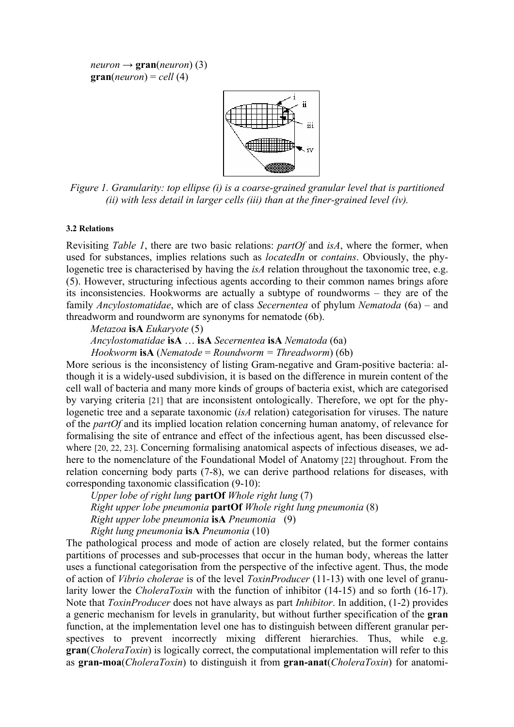*neuron* → **gran**(*neuron*) (3)

**gran**(*neuron*) = *cell* (4)

*Figure 1. Granularity: top ellipse (i) is a coarse-grained granular level that is partitioned (ii) with less detail in larger cells (iii) than at the finer-grained level (iv).*

### 3.2 Relations

Revisiting *Table 1*, there are two basic relations: *partOf* and *isA*, where the former, when used for substances, implies relations such as *locatedIn* or *contains*. Obviously, the phylogenetic tree is characterised by having the *isA* relation throughout the taxonomic tree, e.g. (5). However, structuring infectious agents according to their common names brings afore its inconsistencies. Hookworms are actually a subtype of roundworms – they are of the family *Ancylostomatidae*, which are of class *Secernentea* of phylum *Nematoda* (6a) – and threadworm and roundworm are synonyms for nematode (6b).

*Metazoa* **isA** *Eukaryote* (5)

*Ancylostomatidae* **isA** … **isA** *Secernentea* **isA** *Nematoda* (6a)

*Hookworm* **isA** (*Nematode* = *Roundworm* = *Threadworm*) (6b)

More serious is the inconsistency of listing Gram-negative and Gram-positive bacteria: although it is a widely-used subdivision, it is based on the difference in murein content of the cell wall of bacteria and many more kinds of groups of bacteria exist, which are categorised by varying criteria [21] that are inconsistent ontologically. Therefore, we opt for the phylogenetic tree and a separate taxonomic (*isA* relation) categorisation for viruses. The nature of the *partOf* and its implied location relation concerning human anatomy, of relevance for formalising the site of entrance and effect of the infectious agent, has been discussed elsewhere [20, 22, 23]. Concerning formalising anatomical aspects of infectious diseases, we adhere to the nomenclature of the Foundational Model of Anatomy [22] throughout. From the relation concerning body parts (7-8), we can derive parthood relations for diseases, with corresponding taxonomic classification (9-10):

*Upper lobe of right lung* **partOf** *Whole right lung* (7)

*Right upper lobe pneumonia* **partOf** *Whole right lung pneumonia* (8)

*Right upper lobe pneumonia* **isA** *Pneumonia* (9)

*Right lung pneumonia* **isA** *Pneumonia* (10)

The pathological process and mode of action are closely related, but the former contains partitions of processes and sub-processes that occur in the human body, whereas the latter uses a functional categorisation from the perspective of the infective agent. Thus, the mode of action of *Vibrio cholerae* is of the level *ToxinProducer* (11-13) with one level of granularity lower the *CholeraToxin* with the function of inhibitor (14-15) and so forth (16-17). Note that *ToxinProducer* does not have always as part *Inhibitor*. In addition, (1-2) provides a generic mechanism for levels in granularity, but without further specification of the **gran** function, at the implementation level one has to distinguish between different granular perspectives to prevent incorrectly mixing different hierarchies. Thus, while e.g. **gran**(*CholeraToxin*) is logically correct, the computational implementation will refer to this as **gran-moa**(*CholeraToxin*) to distinguish it from **gran-anat**(*CholeraToxin*) for anatomi-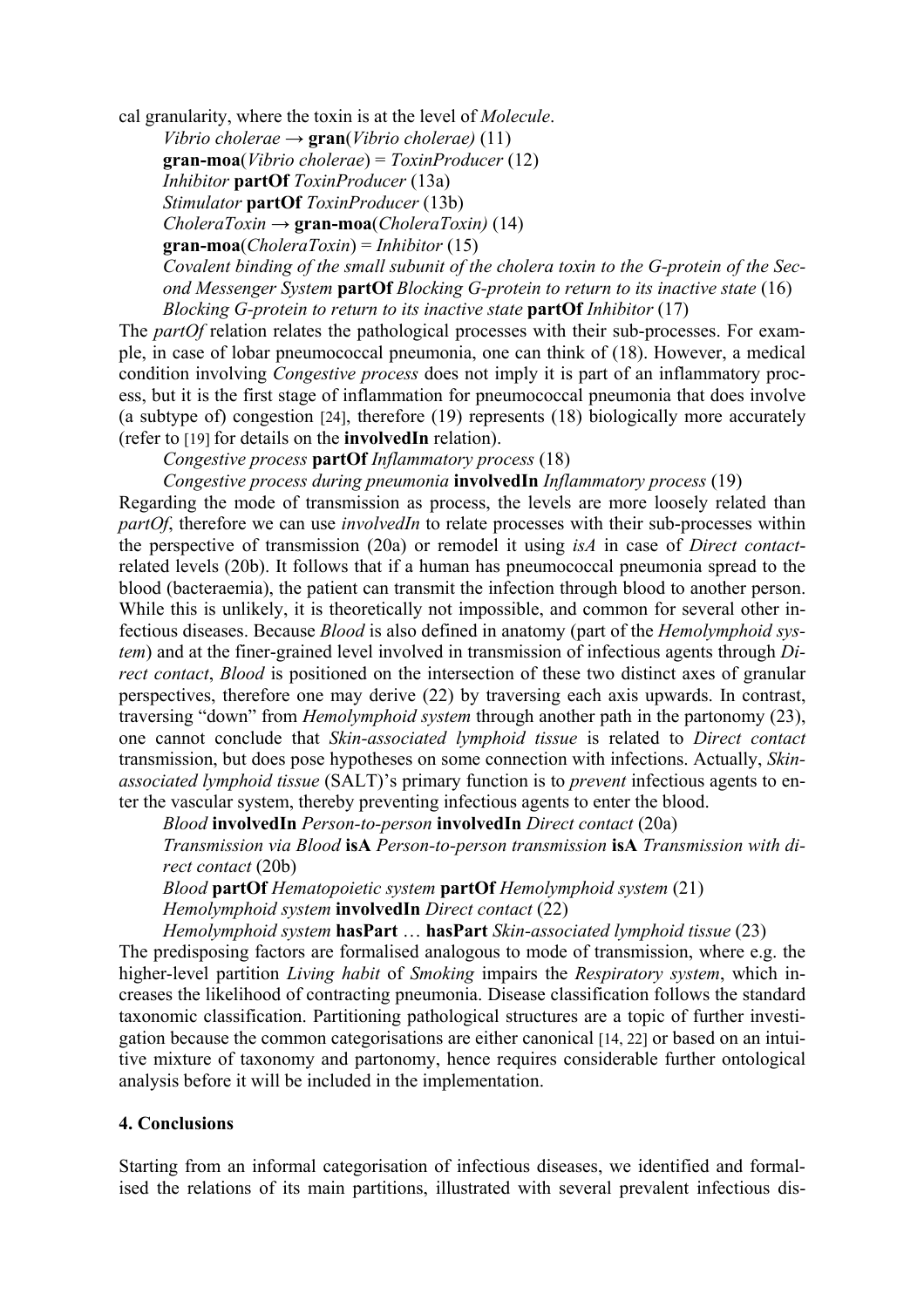cal granularity, where the toxin is at the level of *Molecule*.

*Vibrio cholerae* → **gran**(*Vibrio cholerae)* (11)

**gran-moa**(*Vibrio cholerae*) = *ToxinProducer* (12)

*Inhibitor* **partOf** *ToxinProducer* (13a)

*Stimulator* **partOf** *ToxinProducer* (13b)

*CholeraToxin* → **gran-moa**(*CholeraToxin)* (14)

**gran-moa**(*CholeraToxin*) = *Inhibitor* (15)

*Covalent binding of the small subunit of the cholera toxin to the G-protein of the Second Messenger System* **partOf** *Blocking G-protein to return to its inactive state* (16)

*Blocking G-protein to return to its inactive state* **partOf** *Inhibitor* (17)

The *partOf* relation relates the pathological processes with their sub-processes. For example, in case of lobar pneumococcal pneumonia, one can think of (18). However, a medical condition involving *Congestive process* does not imply it is part of an inflammatory process, but it is the first stage of inflammation for pneumococcal pneumonia that does involve (a subtype of) congestion [24], therefore (19) represents (18) biologically more accurately (refer to [19] for details on the **involvedIn** relation).

*Congestive process* **partOf** *Inflammatory process* (18)

*Congestive process during pneumonia* **involvedIn** *Inflammatory process* (19)

Regarding the mode of transmission as process, the levels are more loosely related than *partOf*, therefore we can use *involvedIn* to relate processes with their sub-processes within the perspective of transmission (20a) or remodel it using *isA* in case of *Direct contact*-related levels (20b). It follows that if a human has pneumococcal pneumonia spread to the blood (bacteraemia), the patient can transmit the infection through blood to another person. While this is unlikely, it is theoretically not impossible, and common for several other infectious diseases. Because *Blood* is also defined in anatomy (part of the *Hemolymphoid system*) and at the finer-grained level involved in transmission of infectious agents through *Direct contact*, *Blood* is positioned on the intersection of these two distinct axes of granular perspectives, therefore one may derive (22) by traversing each axis upwards. In contrast, traversing "down" from *Hemolymphoid system* through another path in the partonomy (23), one cannot conclude that *Skin-associated lymphoid tissue* is related to *Direct contact* transmission, but does pose hypotheses on some connection with infections. Actually, *Skin-associated lymphoid tissue* (SALT)'s primary function is to *prevent* infectious agents to enter the vascular system, thereby preventing infectious agents to enter the blood.

*Blood* **involvedIn** *Person-to-person* **involvedIn** *Direct contact* (20a)

*Transmission via Blood* **isA** *Person-to-person transmission* **isA** *Transmission with direct contact* (20b)

*Blood* **partOf** *Hematopoietic system* **partOf** *Hemolymphoid system* (21)

*Hemolymphoid system* **involvedIn** *Direct contact* (22)

*Hemolymphoid system* **hasPart** … **hasPart** *Skin-associated lymphoid tissue* (23)

The predisposing factors are formalised analogous to mode of transmission, where e.g. the higher-level partition *Living habit* of *Smoking* impairs the *Respiratory system*, which increases the likelihood of contracting pneumonia. Disease classification follows the standard taxonomic classification. Partitioning pathological structures are a topic of further investigation because the common categorisations are either canonical [14, 22] or based on an intuitive mixture of taxonomy and partonomy, hence requires considerable further ontological analysis before it will be included in the implementation.

## 4. Conclusions

Starting from an informal categorisation of infectious diseases, we identified and formalised the relations of its main partitions, illustrated with several prevalent infectious dis-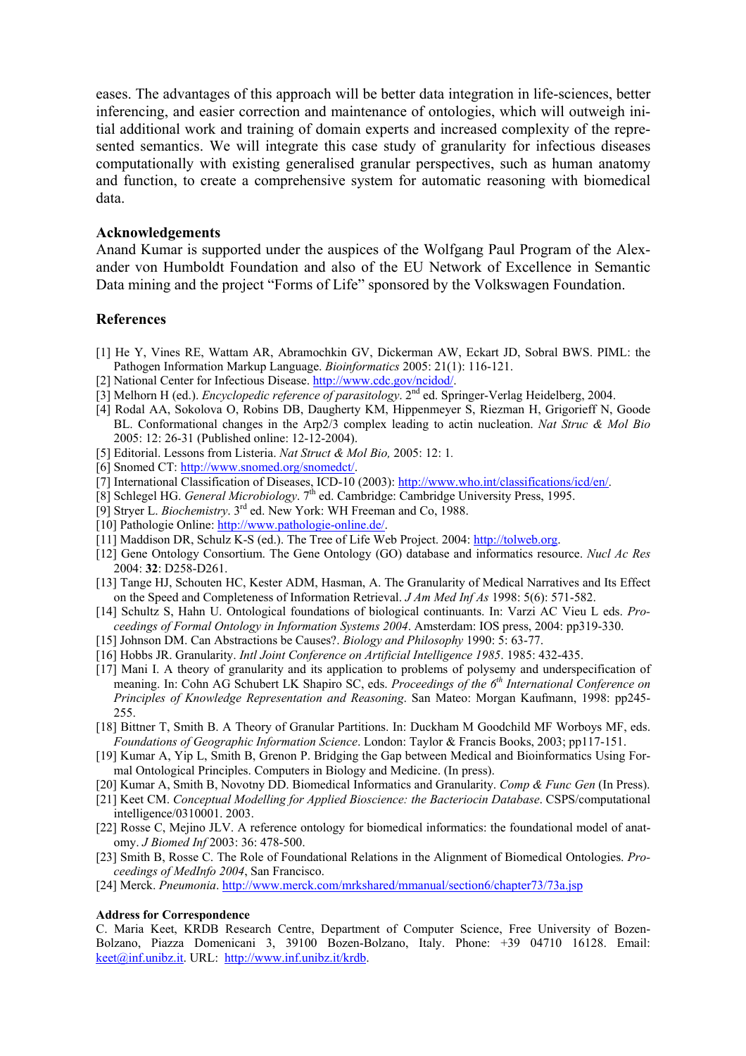eases. The advantages of this approach will be better data integration in life-sciences, better inferencing, and easier correction and maintenance of ontologies, which will outweigh initial additional work and training of domain experts and increased complexity of the represented semantics. We will integrate this case study of granularity for infectious diseases computationally with existing generalised granular perspectives, such as human anatomy and function, to create a comprehensive system for automatic reasoning with biomedical data.

### Acknowledgements

Anand Kumar is supported under the auspices of the Wolfgang Paul Program of the Alexander von Humboldt Foundation and also of the EU Network of Excellence in Semantic Data mining and the project "Forms of Life" sponsored by the Volkswagen Foundation.

### References

[1] He Y, Vines RE, Wattam AR, Abramochkin GV, Dickerman AW, Eckart JD, Sobral BWS. PIML: the Pathogen Information Markup Language. *Bioinformatics* 2005: 21(1): 116-121.
[2] National Center for Infectious Disease. http://www.cdc.gov/ncidod/.
[3] Melhorn H (ed.). *Encyclopedic reference of parasitology*. 2nd ed. Springer-Verlag Heidelberg, 2004.
[4] Rodal AA, Sokolova O, Robins DB, Daugherty KM, Hippenmeyer S, Riezman H, Grigorieff N, Goode BL. Conformational changes in the Arp2/3 complex leading to actin nucleation. *Nat Struc & Mol Bio* 2005: 12: 26-31 (Published online: 12-12-2004).
[5] Editorial. Lessons from Listeria. *Nat Struct & Mol Bio,* 2005: 12: 1.
[6] Snomed CT: http://www.snomed.org/snomedct/.
[7] International Classification of Diseases, ICD-10 (2003): http://www.who.int/classifications/icd/en/.
[8] Schlegel HG. *General Microbiology*. 7th ed. Cambridge: Cambridge University Press, 1995.
[9] Stryer L. *Biochemistry*. 3rd ed. New York: WH Freeman and Co, 1988.
[10] Pathologie Online: http://www.pathologie-online.de/.
[11] Maddison DR, Schulz K-S (ed.). The Tree of Life Web Project. 2004: http://tolweb.org.
[12] Gene Ontology Consortium. The Gene Ontology (GO) database and informatics resource. *Nucl Ac Res* 2004: **32**: D258-D261.
[13] Tange HJ, Schouten HC, Kester ADM, Hasman, A. The Granularity of Medical Narratives and Its Effect on the Speed and Completeness of Information Retrieval. *J Am Med Inf As* 1998: 5(6): 571-582.
[14] Schultz S, Hahn U. Ontological foundations of biological continuants. In: Varzi AC Vieu L eds. *Proceedings of Formal Ontology in Information Systems 2004*. Amsterdam: IOS press, 2004: pp319-330.
[15] Johnson DM. Can Abstractions be Causes?. *Biology and Philosophy* 1990: 5: 63-77.
[16] Hobbs JR. Granularity. *Intl Joint Conference on Artificial Intelligence 1985*. 1985: 432-435.
[17] Mani I. A theory of granularity and its application to problems of polysemy and underspecification of meaning. In: Cohn AG Schubert LK Shapiro SC, eds. *Proceedings of the 6th International Conference on Principles of Knowledge Representation and Reasoning*. San Mateo: Morgan Kaufmann, 1998: pp245-255.
[18] Bittner T, Smith B. A Theory of Granular Partitions. In: Duckham M Goodchild MF Worboys MF, eds. *Foundations of Geographic Information Science*. London: Taylor & Francis Books, 2003; pp117-151.
[19] Kumar A, Yip L, Smith B, Grenon P. Bridging the Gap between Medical and Bioinformatics Using Formal Ontological Principles. Computers in Biology and Medicine. (In press).
[20] Kumar A, Smith B, Novotny DD. Biomedical Informatics and Granularity. *Comp & Func Gen* (In Press).
[21] Keet CM. *Conceptual Modelling for Applied Bioscience: the Bacteriocin Database*. CSPS/computational intelligence/0310001. 2003.
[22] Rosse C, Mejino JLV. A reference ontology for biomedical informatics: the foundational model of anatomy. *J Biomed Inf* 2003: 36: 478-500.
[23] Smith B, Rosse C. The Role of Foundational Relations in the Alignment of Biomedical Ontologies. *Proceedings of MedInfo 2004*, San Francisco.
[24] Merck. *Pneumonia*. http://www.merck.com/mrkshared/mmanual/section6/chapter73/73a.jsp

#### Address for Correspondence

C. Maria Keet, KRDB Research Centre, Department of Computer Science, Free University of Bozen-Bolzano, Piazza Domenicani 3, 39100 Bozen-Bolzano, Italy. Phone: +39 04710 16128. Email: keet@inf.unibz.it. URL: http://www.inf.unibz.it/krdb.